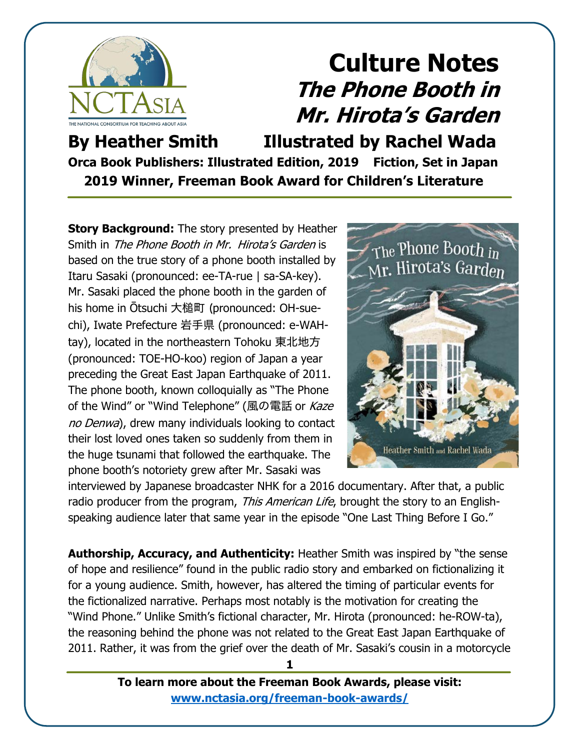# Culture Notes
## *The Phone Booth in Mr. Hirota's Garden*

**By Heather Smith Illustrated by Rachel Wada**

**Orca Book Publishers: Illustrated Edition, 2019 Fiction, Set in Japan**

**2019 Winner, Freeman Book Award for Children's Literature**

**Story Background:** The story presented by Heather Smith in *The Phone Booth in Mr. Hirota's Garden* is based on the true story of a phone booth installed by Itaru Sasaki (pronounced: ee-TA-rue | sa-SA-key). Mr. Sasaki placed the phone booth in the garden of his home in Ōtsuchi 大槌町 (pronounced: OH-sue-chi), Iwate Prefecture 岩手県 (pronounced: e-WAH-tay), located in the northeastern Tohoku 東北地方 (pronounced: TOE-HO-koo) region of Japan a year preceding the Great East Japan Earthquake of 2011. The phone booth, known colloquially as "The Phone of the Wind" or "Wind Telephone" (風の電話 or *Kaze no Denwa*), drew many individuals looking to contact their lost loved ones taken so suddenly from them in the huge tsunami that followed the earthquake. The phone booth's notoriety grew after Mr. Sasaki was interviewed by Japanese broadcaster NHK for a 2016 documentary. After that, a public radio producer from the program, *This American Life*, brought the story to an English-speaking audience later that same year in the episode "One Last Thing Before I Go."

**Authorship, Accuracy, and Authenticity:** Heather Smith was inspired by "the sense of hope and resilience" found in the public radio story and embarked on fictionalizing it for a young audience. Smith, however, has altered the timing of particular events for the fictionalized narrative. Perhaps most notably is the motivation for creating the "Wind Phone." Unlike Smith's fictional character, Mr. Hirota (pronounced: he-ROW-ta), the reasoning behind the phone was not related to the Great East Japan Earthquake of 2011. Rather, it was from the grief over the death of Mr. Sasaki's cousin in a motorcycle

**To learn more about the Freeman Book Awards, please visit:**
**www.nctasia.org/freeman-book-awards/**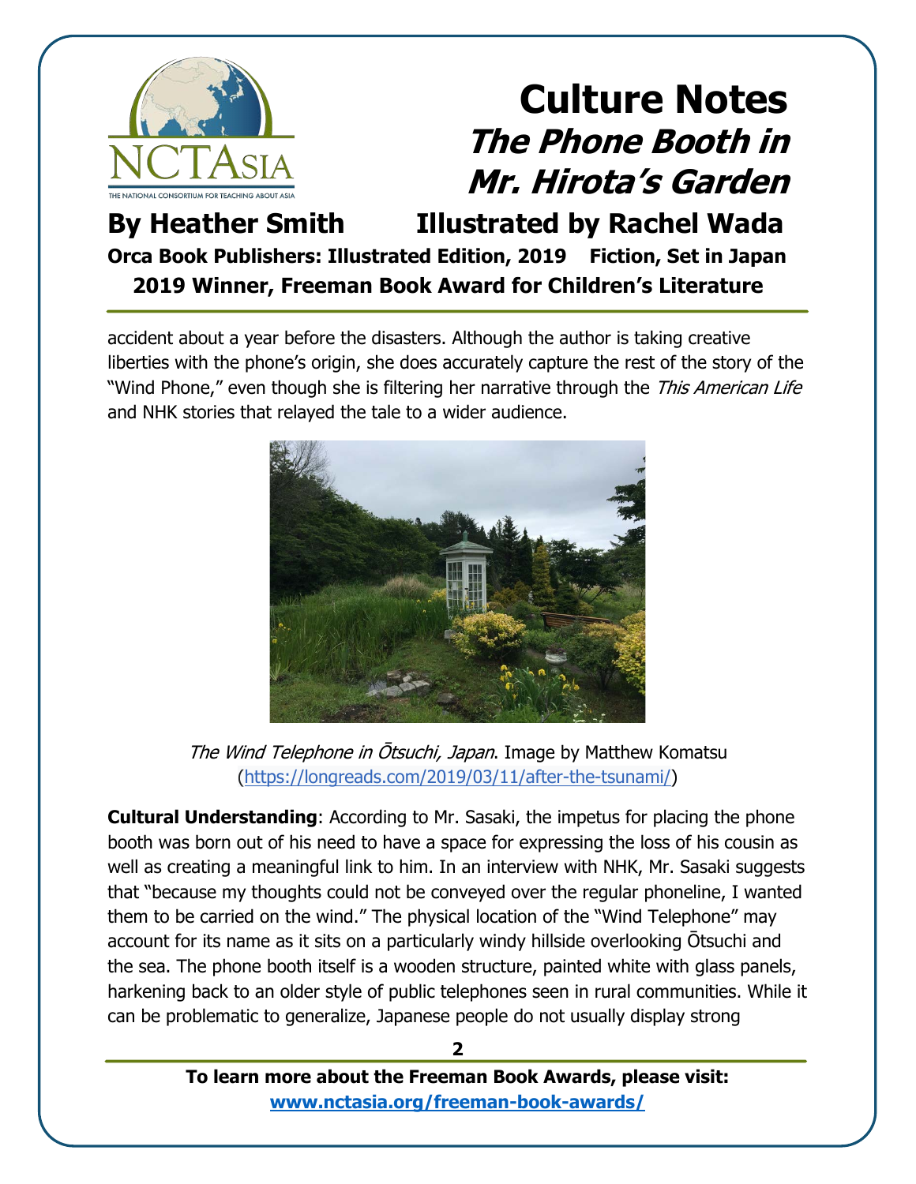accident about a year before the disasters. Although the author is taking creative liberties with the phone's origin, she does accurately capture the rest of the story of the "Wind Phone," even though she is filtering her narrative through the *This American Life* and NHK stories that relayed the tale to a wider audience.

*The Wind Telephone in Ōtsuchi, Japan*. Image by Matthew Komatsu (https://longreads.com/2019/03/11/after-the-tsunami/)

**Cultural Understanding**: According to Mr. Sasaki, the impetus for placing the phone booth was born out of his need to have a space for expressing the loss of his cousin as well as creating a meaningful link to him. In an interview with NHK, Mr. Sasaki suggests that "because my thoughts could not be conveyed over the regular phoneline, I wanted them to be carried on the wind." The physical location of the "Wind Telephone" may account for its name as it sits on a particularly windy hillside overlooking Ōtsuchi and the sea. The phone booth itself is a wooden structure, painted white with glass panels, harkening back to an older style of public telephones seen in rural communities. While it can be problematic to generalize, Japanese people do not usually display strong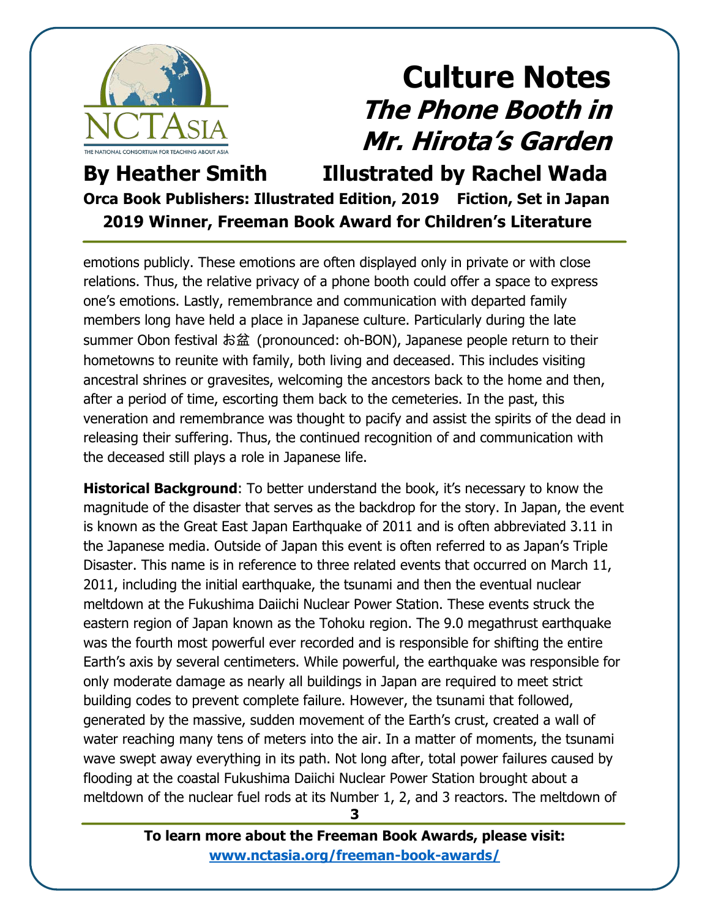emotions publicly. These emotions are often displayed only in private or with close relations. Thus, the relative privacy of a phone booth could offer a space to express one's emotions. Lastly, remembrance and communication with departed family members long have held a place in Japanese culture. Particularly during the late summer Obon festival お盆 (pronounced: oh-BON), Japanese people return to their hometowns to reunite with family, both living and deceased. This includes visiting ancestral shrines or gravesites, welcoming the ancestors back to the home and then, after a period of time, escorting them back to the cemeteries. In the past, this veneration and remembrance was thought to pacify and assist the spirits of the dead in releasing their suffering. Thus, the continued recognition of and communication with the deceased still plays a role in Japanese life.

**Historical Background**: To better understand the book, it's necessary to know the magnitude of the disaster that serves as the backdrop for the story. In Japan, the event is known as the Great East Japan Earthquake of 2011 and is often abbreviated 3.11 in the Japanese media. Outside of Japan this event is often referred to as Japan's Triple Disaster. This name is in reference to three related events that occurred on March 11, 2011, including the initial earthquake, the tsunami and then the eventual nuclear meltdown at the Fukushima Daiichi Nuclear Power Station. These events struck the eastern region of Japan known as the Tohoku region. The 9.0 megathrust earthquake was the fourth most powerful ever recorded and is responsible for shifting the entire Earth's axis by several centimeters. While powerful, the earthquake was responsible for only moderate damage as nearly all buildings in Japan are required to meet strict building codes to prevent complete failure. However, the tsunami that followed, generated by the massive, sudden movement of the Earth's crust, created a wall of water reaching many tens of meters into the air. In a matter of moments, the tsunami wave swept away everything in its path. Not long after, total power failures caused by flooding at the coastal Fukushima Daiichi Nuclear Power Station brought about a meltdown of the nuclear fuel rods at its Number 1, 2, and 3 reactors. The meltdown of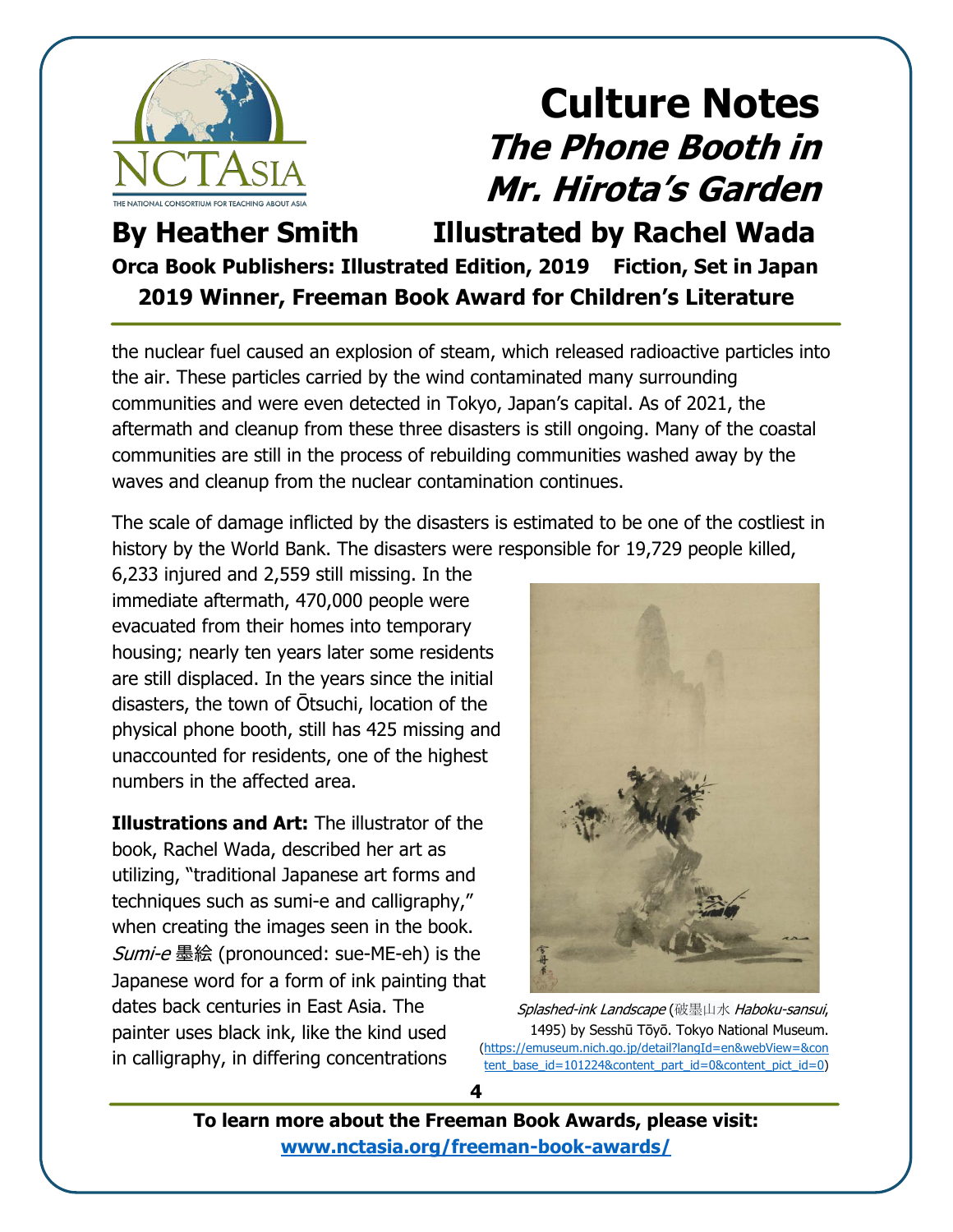the nuclear fuel caused an explosion of steam, which released radioactive particles into the air. These particles carried by the wind contaminated many surrounding communities and were even detected in Tokyo, Japan's capital. As of 2021, the aftermath and cleanup from these three disasters is still ongoing. Many of the coastal communities are still in the process of rebuilding communities washed away by the waves and cleanup from the nuclear contamination continues.

The scale of damage inflicted by the disasters is estimated to be one of the costliest in history by the World Bank. The disasters were responsible for 19,729 people killed, 6,233 injured and 2,559 still missing. In the immediate aftermath, 470,000 people were evacuated from their homes into temporary housing; nearly ten years later some residents are still displaced. In the years since the initial disasters, the town of Ōtsuchi, location of the physical phone booth, still has 425 missing and unaccounted for residents, one of the highest numbers in the affected area.

**Illustrations and Art:** The illustrator of the book, Rachel Wada, described her art as utilizing, "traditional Japanese art forms and techniques such as sumi-e and calligraphy," when creating the images seen in the book. *Sumi-e* 墨絵 (pronounced: sue-ME-eh) is the Japanese word for a form of ink painting that dates back centuries in East Asia. The painter uses black ink, like the kind used in calligraphy, in differing concentrations

*Splashed-ink Landscape* (破墨山水 *Haboku-sansui*, 1495) by Sesshū Tōyō. Tokyo National Museum. (https://emuseum.nich.go.jp/detail?langId=en&webView=&content_base_id=101224&content_part_id=0&content_pict_id=0)

To learn more about the Freeman Book Awards, please visit: www.nctasia.org/freeman-book-awards/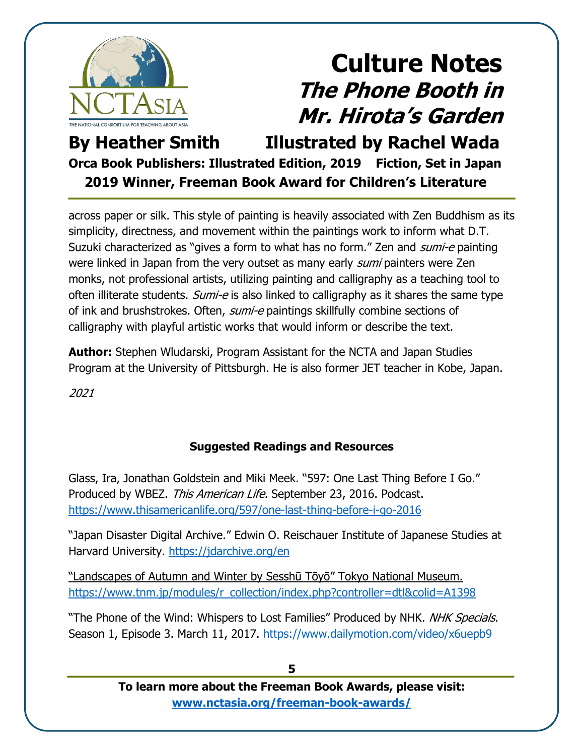across paper or silk. This style of painting is heavily associated with Zen Buddhism as its simplicity, directness, and movement within the paintings work to inform what D.T. Suzuki characterized as "gives a form to what has no form." Zen and *sumi-e* painting were linked in Japan from the very outset as many early *sumi* painters were Zen monks, not professional artists, utilizing painting and calligraphy as a teaching tool to often illiterate students. *Sumi-e* is also linked to calligraphy as it shares the same type of ink and brushstrokes. Often, *sumi-e* paintings skillfully combine sections of calligraphy with playful artistic works that would inform or describe the text.

**Author:** Stephen Wludarski, Program Assistant for the NCTA and Japan Studies Program at the University of Pittsburgh. He is also former JET teacher in Kobe, Japan.

*2021*

### Suggested Readings and Resources

Glass, Ira, Jonathan Goldstein and Miki Meek. "597: One Last Thing Before I Go." Produced by WBEZ. *This American Life.* September 23, 2016. Podcast. https://www.thisamericanlife.org/597/one-last-thing-before-i-go-2016

"Japan Disaster Digital Archive." Edwin O. Reischauer Institute of Japanese Studies at Harvard University. https://jdarchive.org/en

"Landscapes of Autumn and Winter by Sesshū Tōyō" Tokyo National Museum. https://www.tnm.jp/modules/r_collection/index.php?controller=dtl&colid=A1398

"The Phone of the Wind: Whispers to Lost Families" Produced by NHK. *NHK Specials*. Season 1, Episode 3. March 11, 2017. https://www.dailymotion.com/video/x6uepb9